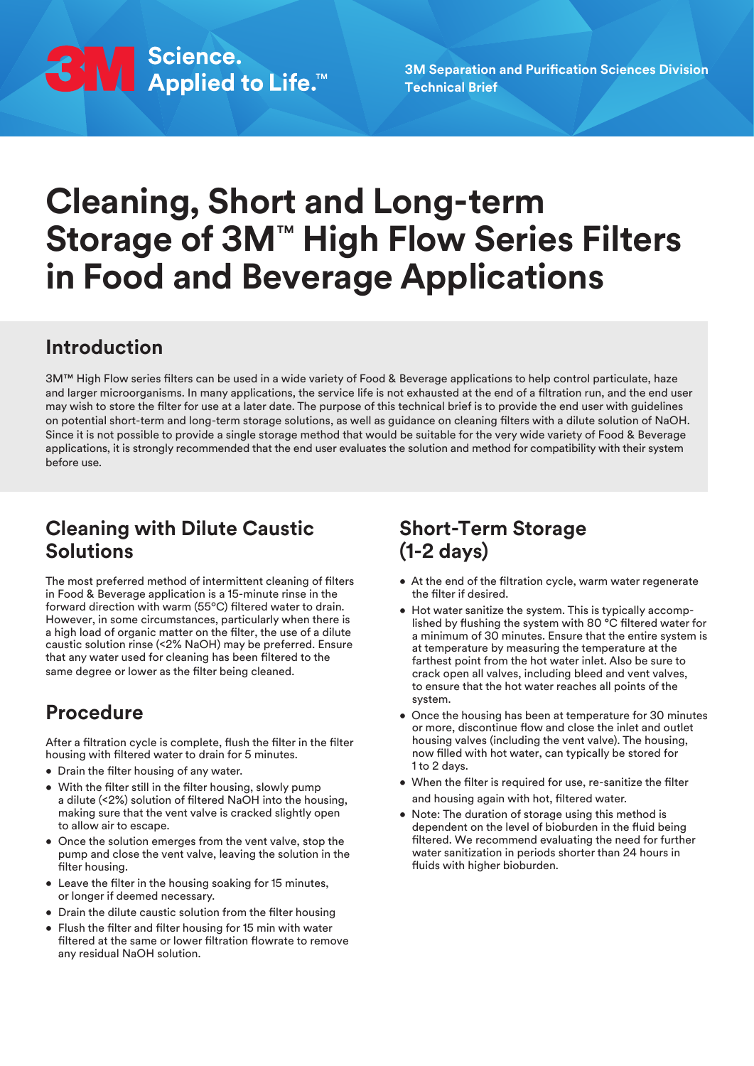3M Science. Applied to Life.™

**3M Separation and Purification Sciences Division**
**Technical Brief**

# Cleaning, Short and Long-term Storage of 3M™ High Flow Series Filters in Food and Beverage Applications

## Introduction

3M™ High Flow series filters can be used in a wide variety of Food & Beverage applications to help control particulate, haze and larger microorganisms. In many applications, the service life is not exhausted at the end of a filtration run, and the end user may wish to store the filter for use at a later date. The purpose of this technical brief is to provide the end user with guidelines on potential short-term and long-term storage solutions, as well as guidance on cleaning filters with a dilute solution of NaOH. Since it is not possible to provide a single storage method that would be suitable for the very wide variety of Food & Beverage applications, it is strongly recommended that the end user evaluates the solution and method for compatibility with their system before use.

## Cleaning with Dilute Caustic Solutions

The most preferred method of intermittent cleaning of filters in Food & Beverage application is a 15-minute rinse in the forward direction with warm (55ºC) filtered water to drain. However, in some circumstances, particularly when there is a high load of organic matter on the filter, the use of a dilute caustic solution rinse (<2% NaOH) may be preferred. Ensure that any water used for cleaning has been filtered to the same degree or lower as the filter being cleaned.

## Procedure

After a filtration cycle is complete, flush the filter in the filter housing with filtered water to drain for 5 minutes.

- Drain the filter housing of any water.
- With the filter still in the filter housing, slowly pump a dilute (<2%) solution of filtered NaOH into the housing, making sure that the vent valve is cracked slightly open to allow air to escape.
- Once the solution emerges from the vent valve, stop the pump and close the vent valve, leaving the solution in the filter housing.
- Leave the filter in the housing soaking for 15 minutes, or longer if deemed necessary.
- Drain the dilute caustic solution from the filter housing
- Flush the filter and filter housing for 15 min with water filtered at the same or lower filtration flowrate to remove any residual NaOH solution.

## Short-Term Storage (1-2 days)

- At the end of the filtration cycle, warm water regenerate the filter if desired.
- Hot water sanitize the system. This is typically accomplished by flushing the system with 80 °C filtered water for a minimum of 30 minutes. Ensure that the entire system is at temperature by measuring the temperature at the farthest point from the hot water inlet. Also be sure to crack open all valves, including bleed and vent valves, to ensure that the hot water reaches all points of the system.
- Once the housing has been at temperature for 30 minutes or more, discontinue flow and close the inlet and outlet housing valves (including the vent valve). The housing, now filled with hot water, can typically be stored for 1 to 2 days.
- When the filter is required for use, re-sanitize the filter and housing again with hot, filtered water.
- Note: The duration of storage using this method is dependent on the level of bioburden in the fluid being filtered. We recommend evaluating the need for further water sanitization in periods shorter than 24 hours in fluids with higher bioburden.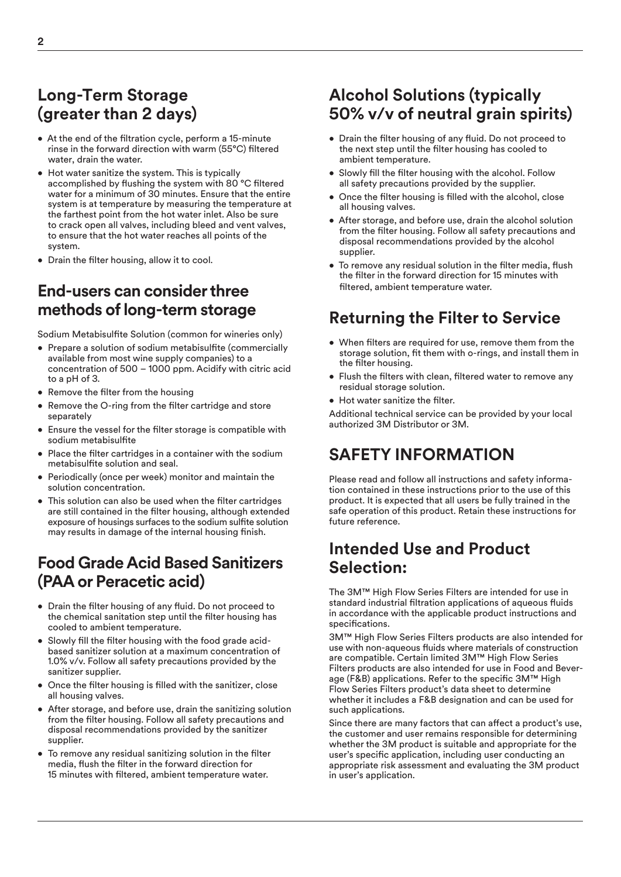## Long-Term Storage (greater than 2 days)

- At the end of the filtration cycle, perform a 15-minute rinse in the forward direction with warm (55°C) filtered water, drain the water.
- Hot water sanitize the system. This is typically accomplished by flushing the system with 80 °C filtered water for a minimum of 30 minutes. Ensure that the entire system is at temperature by measuring the temperature at the farthest point from the hot water inlet. Also be sure to crack open all valves, including bleed and vent valves, to ensure that the hot water reaches all points of the system.
- Drain the filter housing, allow it to cool.

## End-users can consider three methods of long-term storage

Sodium Metabisulfite Solution (common for wineries only)

- Prepare a solution of sodium metabisulfite (commercially available from most wine supply companies) to a concentration of 500 – 1000 ppm. Acidify with citric acid to a pH of 3.
- Remove the filter from the housing
- Remove the O-ring from the filter cartridge and store separately
- Ensure the vessel for the filter storage is compatible with sodium metabisulfite
- Place the filter cartridges in a container with the sodium metabisulfite solution and seal.
- Periodically (once per week) monitor and maintain the solution concentration.
- This solution can also be used when the filter cartridges are still contained in the filter housing, although extended exposure of housings surfaces to the sodium sulfite solution may results in damage of the internal housing finish.

## Food Grade Acid Based Sanitizers (PAA or Peracetic acid)

- Drain the filter housing of any fluid. Do not proceed to the chemical sanitation step until the filter housing has cooled to ambient temperature.
- Slowly fill the filter housing with the food grade acid-based sanitizer solution at a maximum concentration of 1.0% v/v. Follow all safety precautions provided by the sanitizer supplier.
- Once the filter housing is filled with the sanitizer, close all housing valves.
- After storage, and before use, drain the sanitizing solution from the filter housing. Follow all safety precautions and disposal recommendations provided by the sanitizer supplier.
- To remove any residual sanitizing solution in the filter media, flush the filter in the forward direction for 15 minutes with filtered, ambient temperature water.

## Alcohol Solutions (typically 50% v/v of neutral grain spirits)

- Drain the filter housing of any fluid. Do not proceed to the next step until the filter housing has cooled to ambient temperature.
- Slowly fill the filter housing with the alcohol. Follow all safety precautions provided by the supplier.
- Once the filter housing is filled with the alcohol, close all housing valves.
- After storage, and before use, drain the alcohol solution from the filter housing. Follow all safety precautions and disposal recommendations provided by the alcohol supplier.
- To remove any residual solution in the filter media, flush the filter in the forward direction for 15 minutes with filtered, ambient temperature water.

## Returning the Filter to Service

- When filters are required for use, remove them from the storage solution, fit them with o-rings, and install them in the filter housing.
- Flush the filters with clean, filtered water to remove any residual storage solution.
- Hot water sanitize the filter.

Additional technical service can be provided by your local authorized 3M Distributor or 3M.

# SAFETY INFORMATION

Please read and follow all instructions and safety information contained in these instructions prior to the use of this product. It is expected that all users be fully trained in the safe operation of this product. Retain these instructions for future reference.

## Intended Use and Product Selection:

The 3M™ High Flow Series Filters are intended for use in standard industrial filtration applications of aqueous fluids in accordance with the applicable product instructions and specifications.

3M™ High Flow Series Filters products are also intended for use with non-aqueous fluids where materials of construction are compatible. Certain limited 3M™ High Flow Series Filters products are also intended for use in Food and Beverage (F&B) applications. Refer to the specific 3M™ High Flow Series Filters product's data sheet to determine whether it includes a F&B designation and can be used for such applications.

Since there are many factors that can affect a product's use, the customer and user remains responsible for determining whether the 3M product is suitable and appropriate for the user's specific application, including user conducting an appropriate risk assessment and evaluating the 3M product in user's application.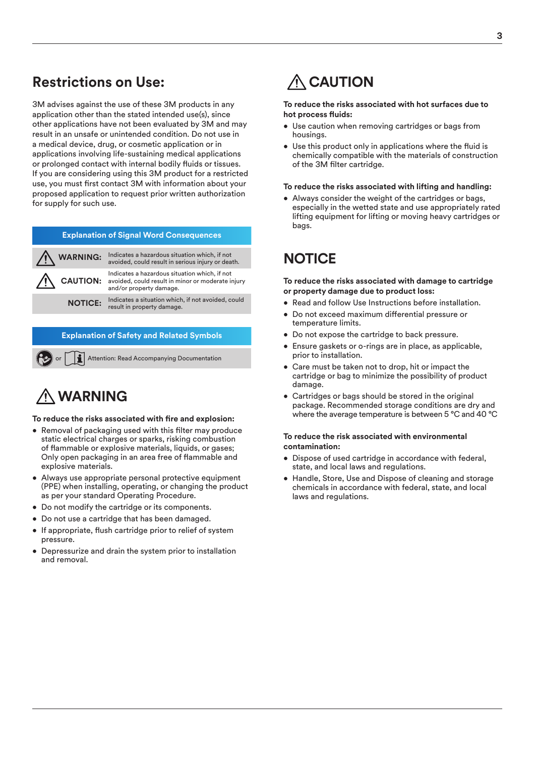## Restrictions on Use:

3M advises against the use of these 3M products in any application other than the stated intended use(s), since other applications have not been evaluated by 3M and may result in an unsafe or unintended condition. Do not use in a medical device, drug, or cosmetic application or in applications involving life-sustaining medical applications or prolonged contact with internal bodily fluids or tissues. If you are considering using this 3M product for a restricted use, you must first contact 3M with information about your proposed application to request prior written authorization for supply for such use.

| Explanation of Signal Word Consequences | |
|---|---|
| ⚠ WARNING: | Indicates a hazardous situation which, if not avoided, could result in serious injury or death. |
| ⚠ CAUTION: | Indicates a hazardous situation which, if not avoided, could result in minor or moderate injury and/or property damage. |
| NOTICE: | Indicates a situation which, if not avoided, could result in property damage. |

| Explanation of Safety and Related Symbols | |
|---|---|
| or | Attention: Read Accompanying Documentation |

## ⚠ WARNING

**To reduce the risks associated with fire and explosion:**

- Removal of packaging used with this filter may produce static electrical charges or sparks, risking combustion of flammable or explosive materials, liquids, or gases; Only open packaging in an area free of flammable and explosive materials.
- Always use appropriate personal protective equipment (PPE) when installing, operating, or changing the product as per your standard Operating Procedure.
- Do not modify the cartridge or its components.
- Do not use a cartridge that has been damaged.
- If appropriate, flush cartridge prior to relief of system pressure.
- Depressurize and drain the system prior to installation and removal.

## ⚠ CAUTION

**To reduce the risks associated with hot surfaces due to hot process fluids:**

- Use caution when removing cartridges or bags from housings.
- Use this product only in applications where the fluid is chemically compatible with the materials of construction of the 3M filter cartridge.

**To reduce the risks associated with lifting and handling:**

- Always consider the weight of the cartridges or bags, especially in the wetted state and use appropriately rated lifting equipment for lifting or moving heavy cartridges or bags.

## NOTICE

**To reduce the risks associated with damage to cartridge or property damage due to product loss:**

- Read and follow Use Instructions before installation.
- Do not exceed maximum differential pressure or temperature limits.
- Do not expose the cartridge to back pressure.
- Ensure gaskets or o-rings are in place, as applicable, prior to installation.
- Care must be taken not to drop, hit or impact the cartridge or bag to minimize the possibility of product damage.
- Cartridges or bags should be stored in the original package. Recommended storage conditions are dry and where the average temperature is between 5 °C and 40 °C

**To reduce the risk associated with environmental contamination:**

- Dispose of used cartridge in accordance with federal, state, and local laws and regulations.
- Handle, Store, Use and Dispose of cleaning and storage chemicals in accordance with federal, state, and local laws and regulations.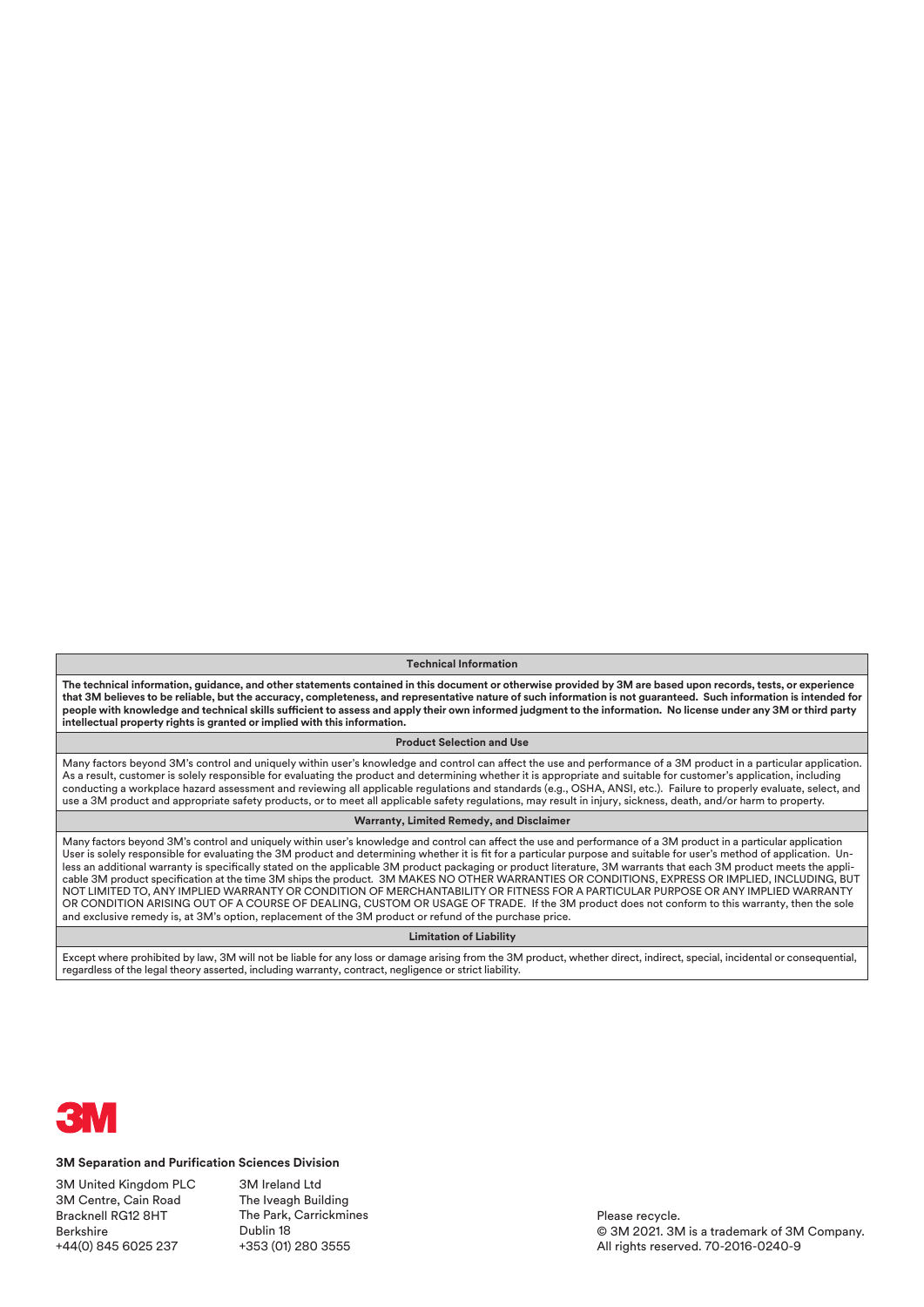### Technical Information

**The technical information, guidance, and other statements contained in this document or otherwise provided by 3M are based upon records, tests, or experience that 3M believes to be reliable, but the accuracy, completeness, and representative nature of such information is not guaranteed. Such information is intended for people with knowledge and technical skills sufficient to assess and apply their own informed judgment to the information. No license under any 3M or third party intellectual property rights is granted or implied with this information.**

### Product Selection and Use

Many factors beyond 3M's control and uniquely within user's knowledge and control can affect the use and performance of a 3M product in a particular application. As a result, customer is solely responsible for evaluating the product and determining whether it is appropriate and suitable for customer's application, including conducting a workplace hazard assessment and reviewing all applicable regulations and standards (e.g., OSHA, ANSI, etc.). Failure to properly evaluate, select, and use a 3M product and appropriate safety products, or to meet all applicable safety regulations, may result in injury, sickness, death, and/or harm to property.

### Warranty, Limited Remedy, and Disclaimer

Many factors beyond 3M's control and uniquely within user's knowledge and control can affect the use and performance of a 3M product in a particular application User is solely responsible for evaluating the 3M product and determining whether it is fit for a particular purpose and suitable for user's method of application. Unless an additional warranty is specifically stated on the applicable 3M product packaging or product literature, 3M warrants that each 3M product meets the applicable 3M product specification at the time 3M ships the product. 3M MAKES NO OTHER WARRANTIES OR CONDITIONS, EXPRESS OR IMPLIED, INCLUDING, BUT NOT LIMITED TO, ANY IMPLIED WARRANTY OR CONDITION OF MERCHANTABILITY OR FITNESS FOR A PARTICULAR PURPOSE OR ANY IMPLIED WARRANTY OR CONDITION ARISING OUT OF A COURSE OF DEALING, CUSTOM OR USAGE OF TRADE. If the 3M product does not conform to this warranty, then the sole and exclusive remedy is, at 3M's option, replacement of the 3M product or refund of the purchase price.

### Limitation of Liability

Except where prohibited by law, 3M will not be liable for any loss or damage arising from the 3M product, whether direct, indirect, special, incidental or consequential, regardless of the legal theory asserted, including warranty, contract, negligence or strict liability.

3M

**3M Separation and Purification Sciences Division**

3M United Kingdom PLC
3M Centre, Cain Road
Bracknell RG12 8HT
Berkshire
+44(0) 845 6025 237

3M Ireland Ltd
The Iveagh Building
The Park, Carrickmines
Dublin 18
+353 (01) 280 3555

Please recycle.
© 3M 2021. 3M is a trademark of 3M Company.
All rights reserved. 70-2016-0240-9